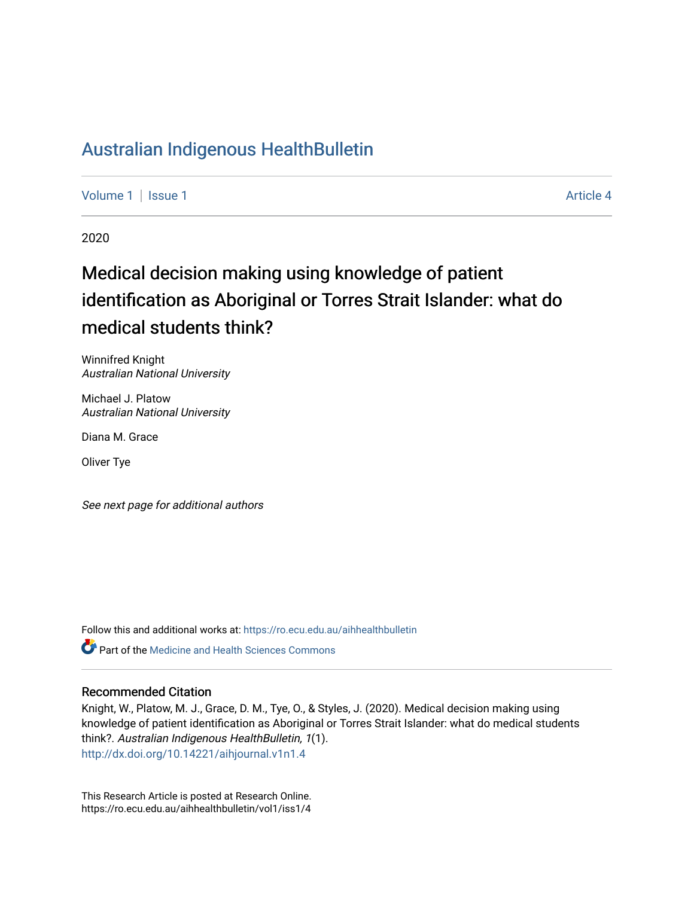# Australian Indigenous HealthBulletin

Volume 1 | Issue 1 Article 4

2020

## Medical decision making using knowledge of patient identification as Aboriginal or Torres Strait Islander: what do medical students think?

Winnifred Knight
*Australian National University*

Michael J. Platow
*Australian National University*

Diana M. Grace

Oliver Tye

*See next page for additional authors*

Follow this and additional works at: https://ro.ecu.edu.au/aihhealthbulletin

Part of the Medicine and Health Sciences Commons

### Recommended Citation

Knight, W., Platow, M. J., Grace, D. M., Tye, O., & Styles, J. (2020). Medical decision making using knowledge of patient identification as Aboriginal or Torres Strait Islander: what do medical students think?. *Australian Indigenous HealthBulletin, 1*(1).
http://dx.doi.org/10.14221/aihjournal.v1n1.4

This Research Article is posted at Research Online.
https://ro.ecu.edu.au/aihhealthbulletin/vol1/iss1/4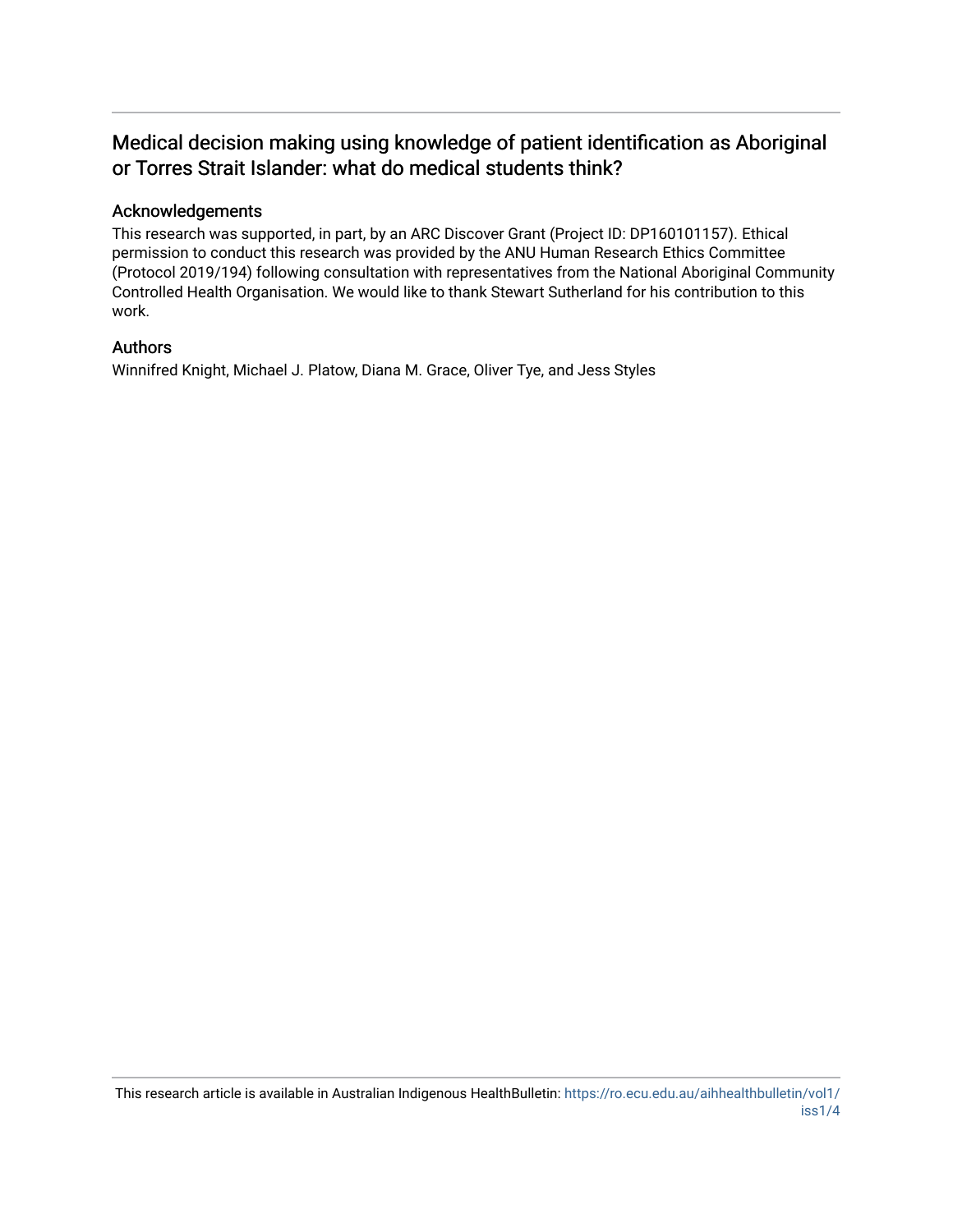# Medical decision making using knowledge of patient identification as Aboriginal or Torres Strait Islander: what do medical students think?

## Acknowledgements

This research was supported, in part, by an ARC Discover Grant (Project ID: DP160101157). Ethical permission to conduct this research was provided by the ANU Human Research Ethics Committee (Protocol 2019/194) following consultation with representatives from the National Aboriginal Community Controlled Health Organisation. We would like to thank Stewart Sutherland for his contribution to this work.

## Authors

Winnifred Knight, Michael J. Platow, Diana M. Grace, Oliver Tye, and Jess Styles

This research article is available in Australian Indigenous HealthBulletin: https://ro.ecu.edu.au/aihhealthbulletin/vol1/iss1/4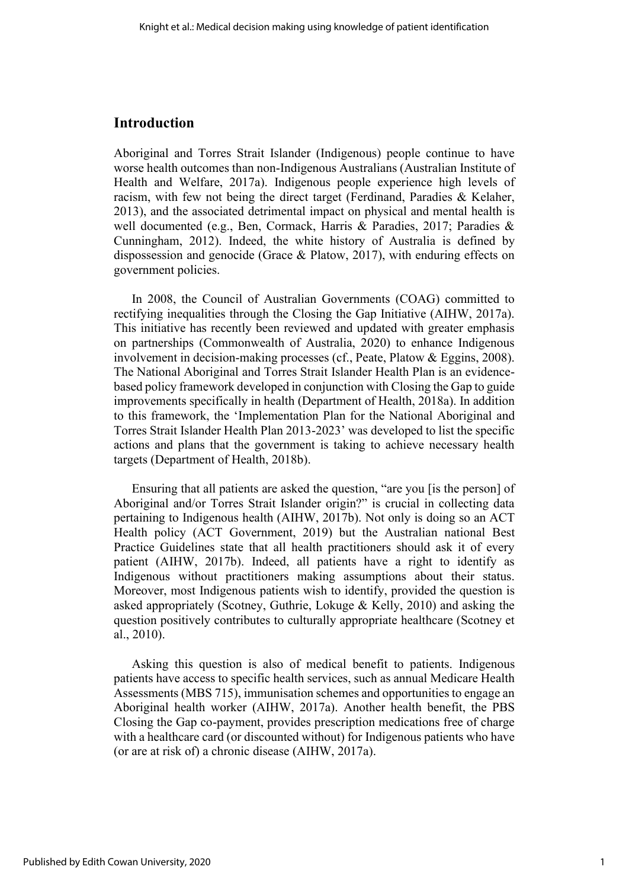## Introduction

Aboriginal and Torres Strait Islander (Indigenous) people continue to have worse health outcomes than non-Indigenous Australians (Australian Institute of Health and Welfare, 2017a). Indigenous people experience high levels of racism, with few not being the direct target (Ferdinand, Paradies & Kelaher, 2013), and the associated detrimental impact on physical and mental health is well documented (e.g., Ben, Cormack, Harris & Paradies, 2017; Paradies & Cunningham, 2012). Indeed, the white history of Australia is defined by dispossession and genocide (Grace & Platow, 2017), with enduring effects on government policies.

In 2008, the Council of Australian Governments (COAG) committed to rectifying inequalities through the Closing the Gap Initiative (AIHW, 2017a). This initiative has recently been reviewed and updated with greater emphasis on partnerships (Commonwealth of Australia, 2020) to enhance Indigenous involvement in decision-making processes (cf., Peate, Platow & Eggins, 2008). The National Aboriginal and Torres Strait Islander Health Plan is an evidence-based policy framework developed in conjunction with Closing the Gap to guide improvements specifically in health (Department of Health, 2018a). In addition to this framework, the 'Implementation Plan for the National Aboriginal and Torres Strait Islander Health Plan 2013-2023' was developed to list the specific actions and plans that the government is taking to achieve necessary health targets (Department of Health, 2018b).

Ensuring that all patients are asked the question, "are you [is the person] of Aboriginal and/or Torres Strait Islander origin?" is crucial in collecting data pertaining to Indigenous health (AIHW, 2017b). Not only is doing so an ACT Health policy (ACT Government, 2019) but the Australian national Best Practice Guidelines state that all health practitioners should ask it of every patient (AIHW, 2017b). Indeed, all patients have a right to identify as Indigenous without practitioners making assumptions about their status. Moreover, most Indigenous patients wish to identify, provided the question is asked appropriately (Scotney, Guthrie, Lokuge & Kelly, 2010) and asking the question positively contributes to culturally appropriate healthcare (Scotney et al., 2010).

Asking this question is also of medical benefit to patients. Indigenous patients have access to specific health services, such as annual Medicare Health Assessments (MBS 715), immunisation schemes and opportunities to engage an Aboriginal health worker (AIHW, 2017a). Another health benefit, the PBS Closing the Gap co-payment, provides prescription medications free of charge with a healthcare card (or discounted without) for Indigenous patients who have (or are at risk of) a chronic disease (AIHW, 2017a).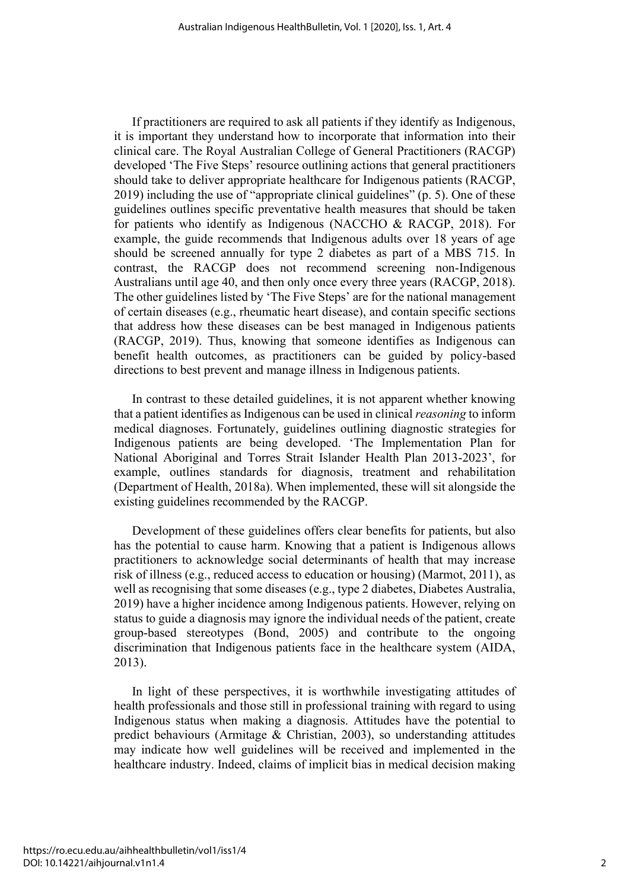If practitioners are required to ask all patients if they identify as Indigenous, it is important they understand how to incorporate that information into their clinical care. The Royal Australian College of General Practitioners (RACGP) developed 'The Five Steps' resource outlining actions that general practitioners should take to deliver appropriate healthcare for Indigenous patients (RACGP, 2019) including the use of "appropriate clinical guidelines" (p. 5). One of these guidelines outlines specific preventative health measures that should be taken for patients who identify as Indigenous (NACCHO & RACGP, 2018). For example, the guide recommends that Indigenous adults over 18 years of age should be screened annually for type 2 diabetes as part of a MBS 715. In contrast, the RACGP does not recommend screening non-Indigenous Australians until age 40, and then only once every three years (RACGP, 2018). The other guidelines listed by 'The Five Steps' are for the national management of certain diseases (e.g., rheumatic heart disease), and contain specific sections that address how these diseases can be best managed in Indigenous patients (RACGP, 2019). Thus, knowing that someone identifies as Indigenous can benefit health outcomes, as practitioners can be guided by policy-based directions to best prevent and manage illness in Indigenous patients.

In contrast to these detailed guidelines, it is not apparent whether knowing that a patient identifies as Indigenous can be used in clinical *reasoning* to inform medical diagnoses. Fortunately, guidelines outlining diagnostic strategies for Indigenous patients are being developed. 'The Implementation Plan for National Aboriginal and Torres Strait Islander Health Plan 2013-2023', for example, outlines standards for diagnosis, treatment and rehabilitation (Department of Health, 2018a). When implemented, these will sit alongside the existing guidelines recommended by the RACGP.

Development of these guidelines offers clear benefits for patients, but also has the potential to cause harm. Knowing that a patient is Indigenous allows practitioners to acknowledge social determinants of health that may increase risk of illness (e.g., reduced access to education or housing) (Marmot, 2011), as well as recognising that some diseases (e.g., type 2 diabetes, Diabetes Australia, 2019) have a higher incidence among Indigenous patients. However, relying on status to guide a diagnosis may ignore the individual needs of the patient, create group-based stereotypes (Bond, 2005) and contribute to the ongoing discrimination that Indigenous patients face in the healthcare system (AIDA, 2013).

In light of these perspectives, it is worthwhile investigating attitudes of health professionals and those still in professional training with regard to using Indigenous status when making a diagnosis. Attitudes have the potential to predict behaviours (Armitage & Christian, 2003), so understanding attitudes may indicate how well guidelines will be received and implemented in the healthcare industry. Indeed, claims of implicit bias in medical decision making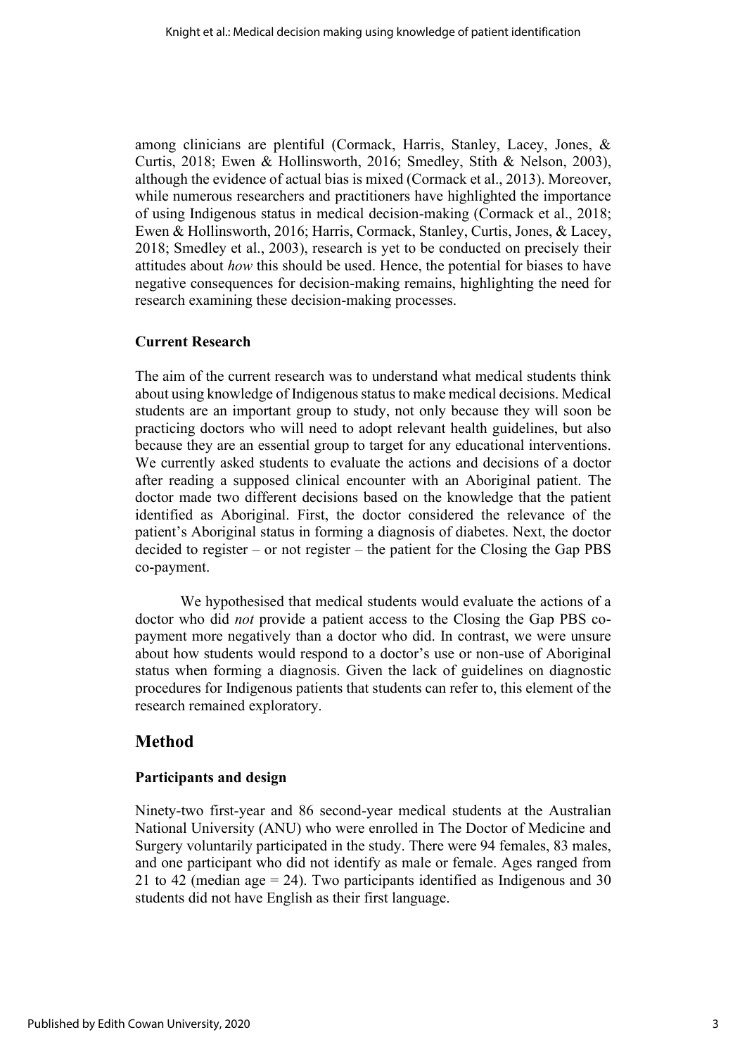among clinicians are plentiful (Cormack, Harris, Stanley, Lacey, Jones, & Curtis, 2018; Ewen & Hollinsworth, 2016; Smedley, Stith & Nelson, 2003), although the evidence of actual bias is mixed (Cormack et al., 2013). Moreover, while numerous researchers and practitioners have highlighted the importance of using Indigenous status in medical decision-making (Cormack et al., 2018; Ewen & Hollinsworth, 2016; Harris, Cormack, Stanley, Curtis, Jones, & Lacey, 2018; Smedley et al., 2003), research is yet to be conducted on precisely their attitudes about *how* this should be used. Hence, the potential for biases to have negative consequences for decision-making remains, highlighting the need for research examining these decision-making processes.

### Current Research

The aim of the current research was to understand what medical students think about using knowledge of Indigenous status to make medical decisions. Medical students are an important group to study, not only because they will soon be practicing doctors who will need to adopt relevant health guidelines, but also because they are an essential group to target for any educational interventions. We currently asked students to evaluate the actions and decisions of a doctor after reading a supposed clinical encounter with an Aboriginal patient. The doctor made two different decisions based on the knowledge that the patient identified as Aboriginal. First, the doctor considered the relevance of the patient's Aboriginal status in forming a diagnosis of diabetes. Next, the doctor decided to register – or not register – the patient for the Closing the Gap PBS co-payment.

We hypothesised that medical students would evaluate the actions of a doctor who did *not* provide a patient access to the Closing the Gap PBS co-payment more negatively than a doctor who did. In contrast, we were unsure about how students would respond to a doctor's use or non-use of Aboriginal status when forming a diagnosis. Given the lack of guidelines on diagnostic procedures for Indigenous patients that students can refer to, this element of the research remained exploratory.

## Method

### Participants and design

Ninety-two first-year and 86 second-year medical students at the Australian National University (ANU) who were enrolled in The Doctor of Medicine and Surgery voluntarily participated in the study. There were 94 females, 83 males, and one participant who did not identify as male or female. Ages ranged from 21 to 42 (median age = 24). Two participants identified as Indigenous and 30 students did not have English as their first language.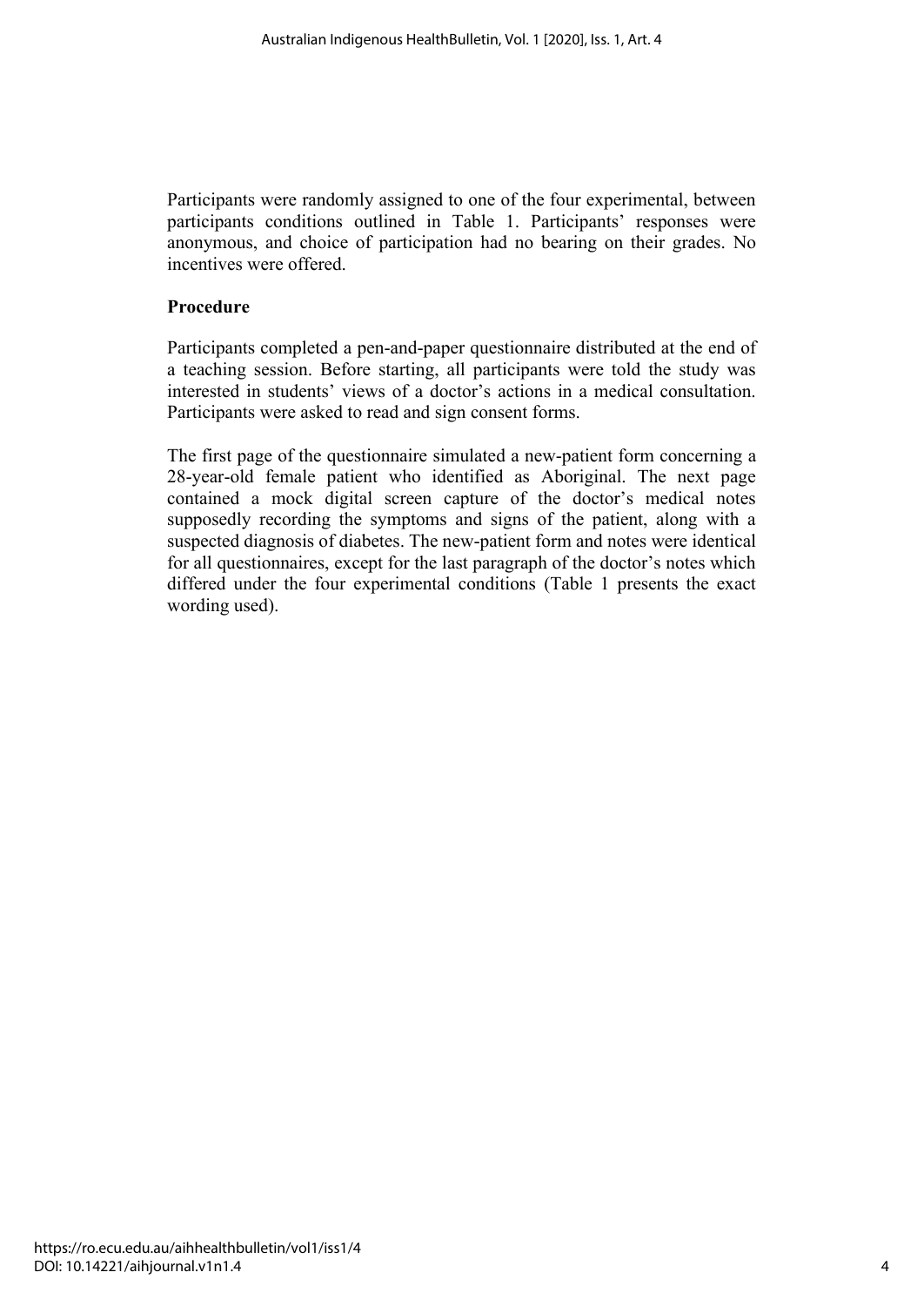Participants were randomly assigned to one of the four experimental, between participants conditions outlined in Table 1. Participants' responses were anonymous, and choice of participation had no bearing on their grades. No incentives were offered.

**Procedure**

Participants completed a pen-and-paper questionnaire distributed at the end of a teaching session. Before starting, all participants were told the study was interested in students' views of a doctor's actions in a medical consultation. Participants were asked to read and sign consent forms.

The first page of the questionnaire simulated a new-patient form concerning a 28-year-old female patient who identified as Aboriginal. The next page contained a mock digital screen capture of the doctor's medical notes supposedly recording the symptoms and signs of the patient, along with a suspected diagnosis of diabetes. The new-patient form and notes were identical for all questionnaires, except for the last paragraph of the doctor's notes which differed under the four experimental conditions (Table 1 presents the exact wording used).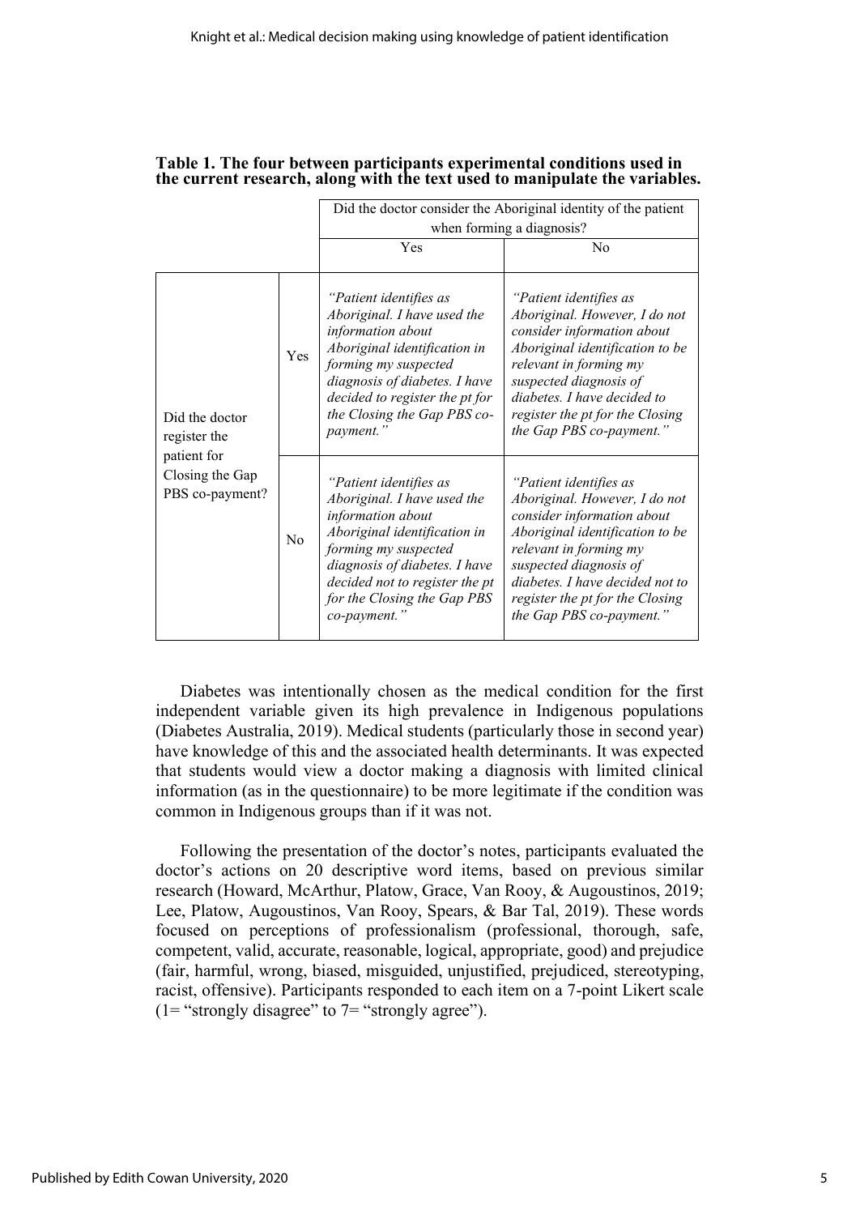**Table 1. The four between participants experimental conditions used in the current research, along with the text used to manipulate the variables.**

| | | Did the doctor consider the Aboriginal identity of the patient when forming a diagnosis? | |
|---|---|---|---|
| | | Yes | No |
| Did the doctor register the patient for Closing the Gap PBS co-payment? | Yes | *"Patient identifies as Aboriginal. I have used the information about Aboriginal identification in forming my suspected diagnosis of diabetes. I have decided to register the pt for the Closing the Gap PBS co-payment."* | *"Patient identifies as Aboriginal. However, I do not consider information about Aboriginal identification to be relevant in forming my suspected diagnosis of diabetes. I have decided to register the pt for the Closing the Gap PBS co-payment."* |
| | No | *"Patient identifies as Aboriginal. I have used the information about Aboriginal identification in forming my suspected diagnosis of diabetes. I have decided not to register the pt for the Closing the Gap PBS co-payment."* | *"Patient identifies as Aboriginal. However, I do not consider information about Aboriginal identification to be relevant in forming my suspected diagnosis of diabetes. I have decided not to register the pt for the Closing the Gap PBS co-payment."* |

Diabetes was intentionally chosen as the medical condition for the first independent variable given its high prevalence in Indigenous populations (Diabetes Australia, 2019). Medical students (particularly those in second year) have knowledge of this and the associated health determinants. It was expected that students would view a doctor making a diagnosis with limited clinical information (as in the questionnaire) to be more legitimate if the condition was common in Indigenous groups than if it was not.

Following the presentation of the doctor's notes, participants evaluated the doctor's actions on 20 descriptive word items, based on previous similar research (Howard, McArthur, Platow, Grace, Van Rooy, & Augoustinos, 2019; Lee, Platow, Augoustinos, Van Rooy, Spears, & Bar Tal, 2019). These words focused on perceptions of professionalism (professional, thorough, safe, competent, valid, accurate, reasonable, logical, appropriate, good) and prejudice (fair, harmful, wrong, biased, misguided, unjustified, prejudiced, stereotyping, racist, offensive). Participants responded to each item on a 7-point Likert scale (1= "strongly disagree" to 7= "strongly agree").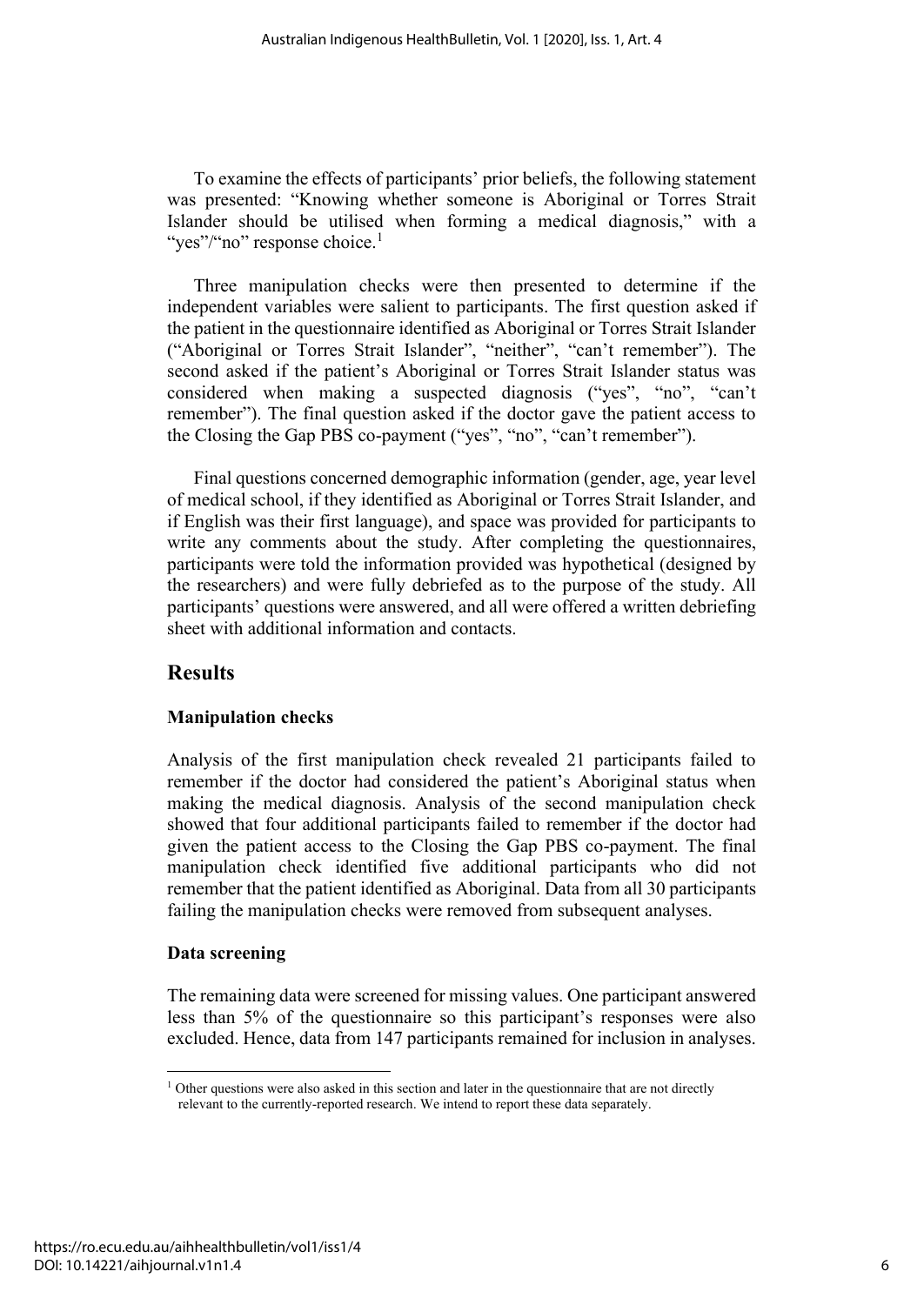To examine the effects of participants' prior beliefs, the following statement was presented: "Knowing whether someone is Aboriginal or Torres Strait Islander should be utilised when forming a medical diagnosis," with a "yes"/"no" response choice.[1]

Three manipulation checks were then presented to determine if the independent variables were salient to participants. The first question asked if the patient in the questionnaire identified as Aboriginal or Torres Strait Islander ("Aboriginal or Torres Strait Islander", "neither", "can't remember"). The second asked if the patient's Aboriginal or Torres Strait Islander status was considered when making a suspected diagnosis ("yes", "no", "can't remember"). The final question asked if the doctor gave the patient access to the Closing the Gap PBS co-payment ("yes", "no", "can't remember").

Final questions concerned demographic information (gender, age, year level of medical school, if they identified as Aboriginal or Torres Strait Islander, and if English was their first language), and space was provided for participants to write any comments about the study. After completing the questionnaires, participants were told the information provided was hypothetical (designed by the researchers) and were fully debriefed as to the purpose of the study. All participants' questions were answered, and all were offered a written debriefing sheet with additional information and contacts.

## Results

### Manipulation checks

Analysis of the first manipulation check revealed 21 participants failed to remember if the doctor had considered the patient's Aboriginal status when making the medical diagnosis. Analysis of the second manipulation check showed that four additional participants failed to remember if the doctor had given the patient access to the Closing the Gap PBS co-payment. The final manipulation check identified five additional participants who did not remember that the patient identified as Aboriginal. Data from all 30 participants failing the manipulation checks were removed from subsequent analyses.

### Data screening

The remaining data were screened for missing values. One participant answered less than 5% of the questionnaire so this participant's responses were also excluded. Hence, data from 147 participants remained for inclusion in analyses.

---

[1] Other questions were also asked in this section and later in the questionnaire that are not directly relevant to the currently-reported research. We intend to report these data separately.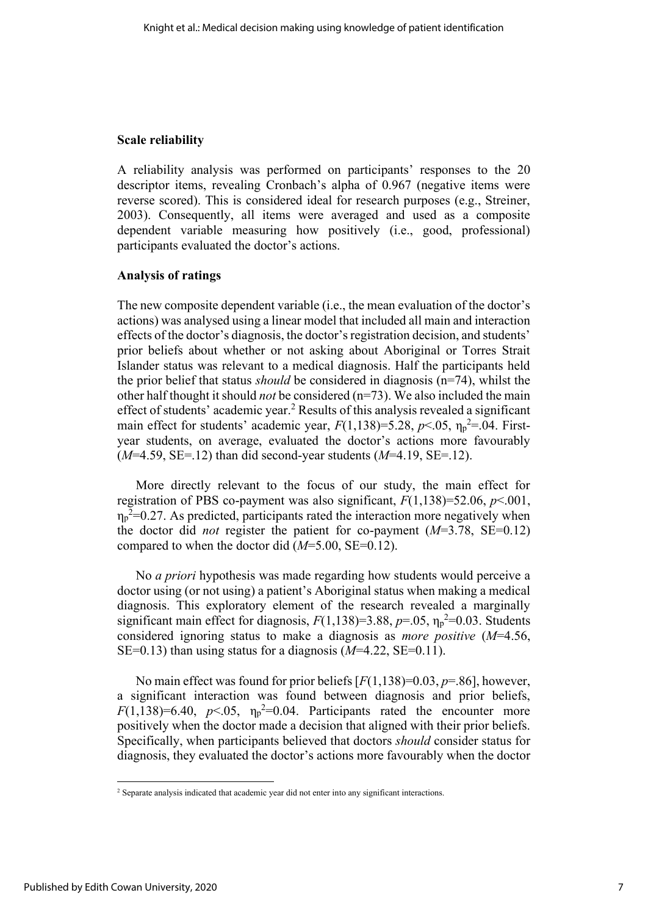### Scale reliability

A reliability analysis was performed on participants' responses to the 20 descriptor items, revealing Cronbach's alpha of 0.967 (negative items were reverse scored). This is considered ideal for research purposes (e.g., Streiner, 2003). Consequently, all items were averaged and used as a composite dependent variable measuring how positively (i.e., good, professional) participants evaluated the doctor's actions.

### Analysis of ratings

The new composite dependent variable (i.e., the mean evaluation of the doctor's actions) was analysed using a linear model that included all main and interaction effects of the doctor's diagnosis, the doctor's registration decision, and students' prior beliefs about whether or not asking about Aboriginal or Torres Strait Islander status was relevant to a medical diagnosis. Half the participants held the prior belief that status *should* be considered in diagnosis (n=74), whilst the other half thought it should *not* be considered (n=73). We also included the main effect of students' academic year.[2] Results of this analysis revealed a significant main effect for students' academic year, $F(1,138)=5.28$, $p<.05$, $\eta_p^2=.04$. First-year students, on average, evaluated the doctor's actions more favourably ($M=4.59$, SE=.12) than did second-year students ($M=4.19$, SE=.12).

More directly relevant to the focus of our study, the main effect for registration of PBS co-payment was also significant, $F(1,138)=52.06$, $p<.001$, $\eta_p^2=0.27$. As predicted, participants rated the interaction more negatively when the doctor did *not* register the patient for co-payment ($M=3.78$, SE=0.12) compared to when the doctor did ($M=5.00$, SE=0.12).

No *a priori* hypothesis was made regarding how students would perceive a doctor using (or not using) a patient's Aboriginal status when making a medical diagnosis. This exploratory element of the research revealed a marginally significant main effect for diagnosis, $F(1,138)=3.88$, $p=.05$, $\eta_p^2=0.03$. Students considered ignoring status to make a diagnosis as *more positive* ($M=4.56$, SE=0.13) than using status for a diagnosis ($M=4.22$, SE=0.11).

No main effect was found for prior beliefs [$F(1,138)=0.03$, $p=.86$], however, a significant interaction was found between diagnosis and prior beliefs, $F(1,138)=6.40$, $p<.05$, $\eta_p^2=0.04$. Participants rated the encounter more positively when the doctor made a decision that aligned with their prior beliefs. Specifically, when participants believed that doctors *should* consider status for diagnosis, they evaluated the doctor's actions more favourably when the doctor

[2] Separate analysis indicated that academic year did not enter into any significant interactions.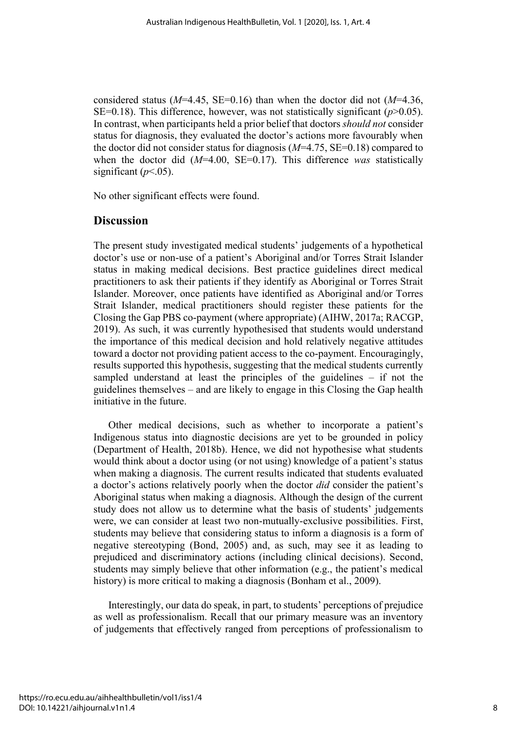considered status ($M$=4.45, SE=0.16) than when the doctor did not ($M$=4.36, SE=0.18). This difference, however, was not statistically significant ($p$>0.05). In contrast, when participants held a prior belief that doctors *should not* consider status for diagnosis, they evaluated the doctor's actions more favourably when the doctor did not consider status for diagnosis ($M$=4.75, SE=0.18) compared to when the doctor did ($M$=4.00, SE=0.17). This difference *was* statistically significant ($p$<.05).

No other significant effects were found.

## Discussion

The present study investigated medical students' judgements of a hypothetical doctor's use or non-use of a patient's Aboriginal and/or Torres Strait Islander status in making medical decisions. Best practice guidelines direct medical practitioners to ask their patients if they identify as Aboriginal or Torres Strait Islander. Moreover, once patients have identified as Aboriginal and/or Torres Strait Islander, medical practitioners should register these patients for the Closing the Gap PBS co-payment (where appropriate) (AIHW, 2017a; RACGP, 2019). As such, it was currently hypothesised that students would understand the importance of this medical decision and hold relatively negative attitudes toward a doctor not providing patient access to the co-payment. Encouragingly, results supported this hypothesis, suggesting that the medical students currently sampled understand at least the principles of the guidelines – if not the guidelines themselves – and are likely to engage in this Closing the Gap health initiative in the future.

Other medical decisions, such as whether to incorporate a patient's Indigenous status into diagnostic decisions are yet to be grounded in policy (Department of Health, 2018b). Hence, we did not hypothesise what students would think about a doctor using (or not using) knowledge of a patient's status when making a diagnosis. The current results indicated that students evaluated a doctor's actions relatively poorly when the doctor *did* consider the patient's Aboriginal status when making a diagnosis. Although the design of the current study does not allow us to determine what the basis of students' judgements were, we can consider at least two non-mutually-exclusive possibilities. First, students may believe that considering status to inform a diagnosis is a form of negative stereotyping (Bond, 2005) and, as such, may see it as leading to prejudiced and discriminatory actions (including clinical decisions). Second, students may simply believe that other information (e.g., the patient's medical history) is more critical to making a diagnosis (Bonham et al., 2009).

Interestingly, our data do speak, in part, to students' perceptions of prejudice as well as professionalism. Recall that our primary measure was an inventory of judgements that effectively ranged from perceptions of professionalism to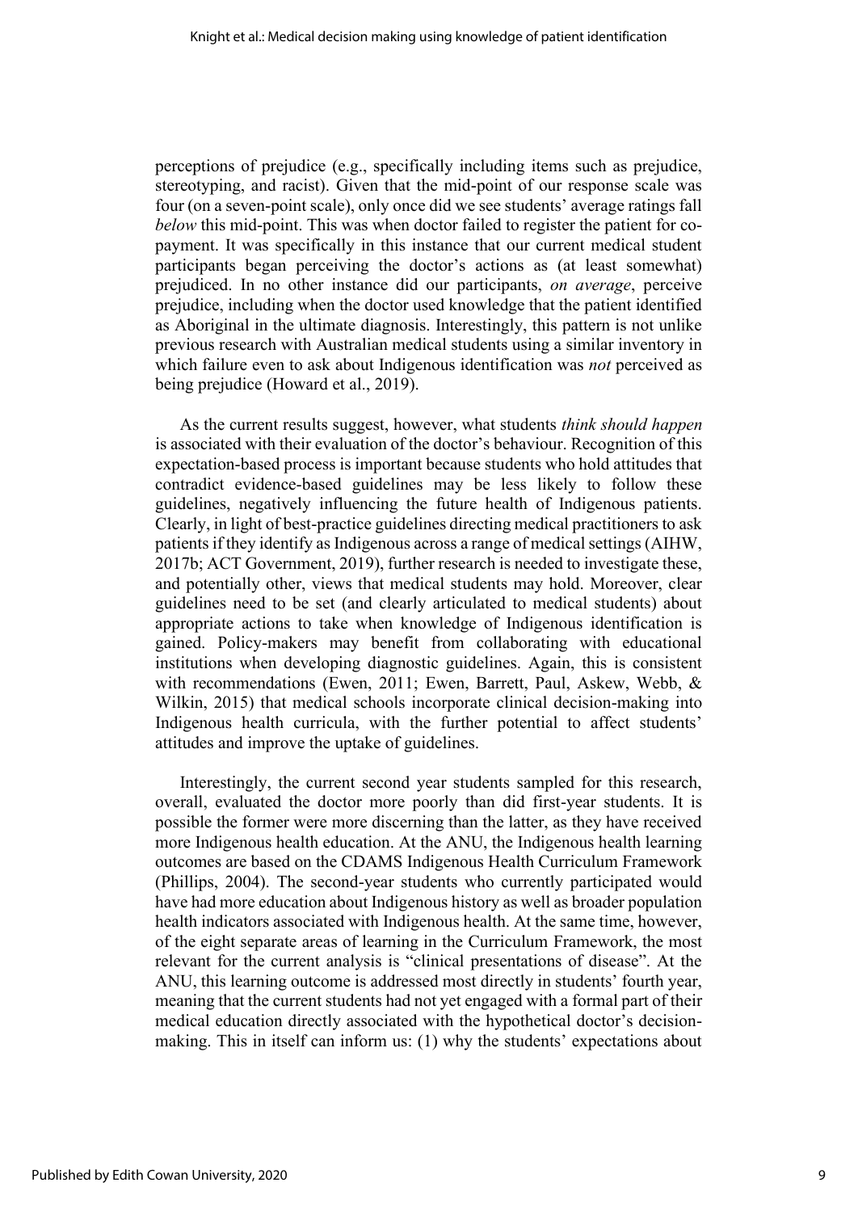perceptions of prejudice (e.g., specifically including items such as prejudice, stereotyping, and racist). Given that the mid-point of our response scale was four (on a seven-point scale), only once did we see students' average ratings fall *below* this mid-point. This was when doctor failed to register the patient for co-payment. It was specifically in this instance that our current medical student participants began perceiving the doctor's actions as (at least somewhat) prejudiced. In no other instance did our participants, *on average*, perceive prejudice, including when the doctor used knowledge that the patient identified as Aboriginal in the ultimate diagnosis. Interestingly, this pattern is not unlike previous research with Australian medical students using a similar inventory in which failure even to ask about Indigenous identification was *not* perceived as being prejudice (Howard et al., 2019).

As the current results suggest, however, what students *think should happen* is associated with their evaluation of the doctor's behaviour. Recognition of this expectation-based process is important because students who hold attitudes that contradict evidence-based guidelines may be less likely to follow these guidelines, negatively influencing the future health of Indigenous patients. Clearly, in light of best-practice guidelines directing medical practitioners to ask patients if they identify as Indigenous across a range of medical settings (AIHW, 2017b; ACT Government, 2019), further research is needed to investigate these, and potentially other, views that medical students may hold. Moreover, clear guidelines need to be set (and clearly articulated to medical students) about appropriate actions to take when knowledge of Indigenous identification is gained. Policy-makers may benefit from collaborating with educational institutions when developing diagnostic guidelines. Again, this is consistent with recommendations (Ewen, 2011; Ewen, Barrett, Paul, Askew, Webb, & Wilkin, 2015) that medical schools incorporate clinical decision-making into Indigenous health curricula, with the further potential to affect students' attitudes and improve the uptake of guidelines.

Interestingly, the current second year students sampled for this research, overall, evaluated the doctor more poorly than did first-year students. It is possible the former were more discerning than the latter, as they have received more Indigenous health education. At the ANU, the Indigenous health learning outcomes are based on the CDAMS Indigenous Health Curriculum Framework (Phillips, 2004). The second-year students who currently participated would have had more education about Indigenous history as well as broader population health indicators associated with Indigenous health. At the same time, however, of the eight separate areas of learning in the Curriculum Framework, the most relevant for the current analysis is "clinical presentations of disease". At the ANU, this learning outcome is addressed most directly in students' fourth year, meaning that the current students had not yet engaged with a formal part of their medical education directly associated with the hypothetical doctor's decision-making. This in itself can inform us: (1) why the students' expectations about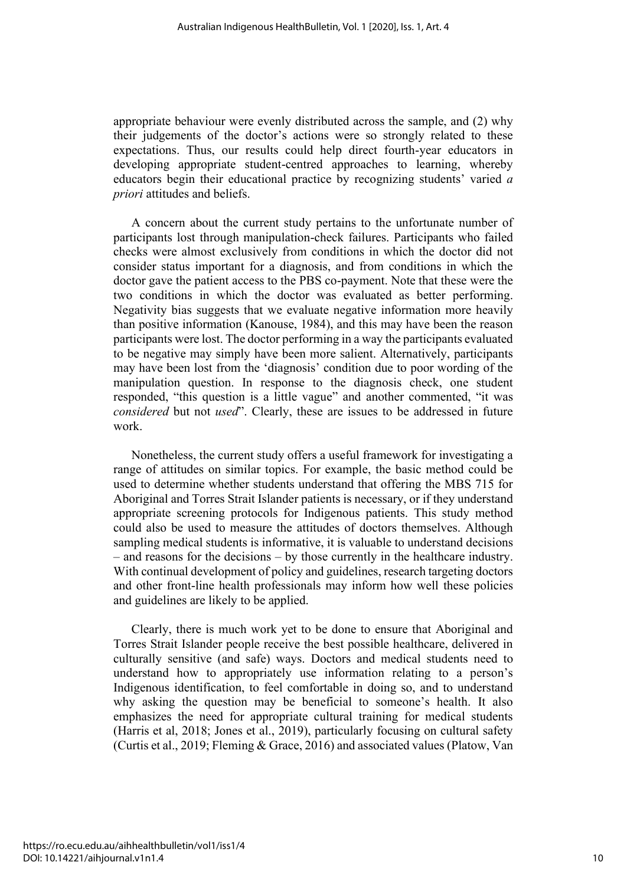appropriate behaviour were evenly distributed across the sample, and (2) why their judgements of the doctor's actions were so strongly related to these expectations. Thus, our results could help direct fourth-year educators in developing appropriate student-centred approaches to learning, whereby educators begin their educational practice by recognizing students' varied *a priori* attitudes and beliefs.

A concern about the current study pertains to the unfortunate number of participants lost through manipulation-check failures. Participants who failed checks were almost exclusively from conditions in which the doctor did not consider status important for a diagnosis, and from conditions in which the doctor gave the patient access to the PBS co-payment. Note that these were the two conditions in which the doctor was evaluated as better performing. Negativity bias suggests that we evaluate negative information more heavily than positive information (Kanouse, 1984), and this may have been the reason participants were lost. The doctor performing in a way the participants evaluated to be negative may simply have been more salient. Alternatively, participants may have been lost from the 'diagnosis' condition due to poor wording of the manipulation question. In response to the diagnosis check, one student responded, "this question is a little vague" and another commented, "it was *considered* but not *used*". Clearly, these are issues to be addressed in future work.

Nonetheless, the current study offers a useful framework for investigating a range of attitudes on similar topics. For example, the basic method could be used to determine whether students understand that offering the MBS 715 for Aboriginal and Torres Strait Islander patients is necessary, or if they understand appropriate screening protocols for Indigenous patients. This study method could also be used to measure the attitudes of doctors themselves. Although sampling medical students is informative, it is valuable to understand decisions – and reasons for the decisions – by those currently in the healthcare industry. With continual development of policy and guidelines, research targeting doctors and other front-line health professionals may inform how well these policies and guidelines are likely to be applied.

Clearly, there is much work yet to be done to ensure that Aboriginal and Torres Strait Islander people receive the best possible healthcare, delivered in culturally sensitive (and safe) ways. Doctors and medical students need to understand how to appropriately use information relating to a person's Indigenous identification, to feel comfortable in doing so, and to understand why asking the question may be beneficial to someone's health. It also emphasizes the need for appropriate cultural training for medical students (Harris et al, 2018; Jones et al., 2019), particularly focusing on cultural safety (Curtis et al., 2019; Fleming & Grace, 2016) and associated values (Platow, Van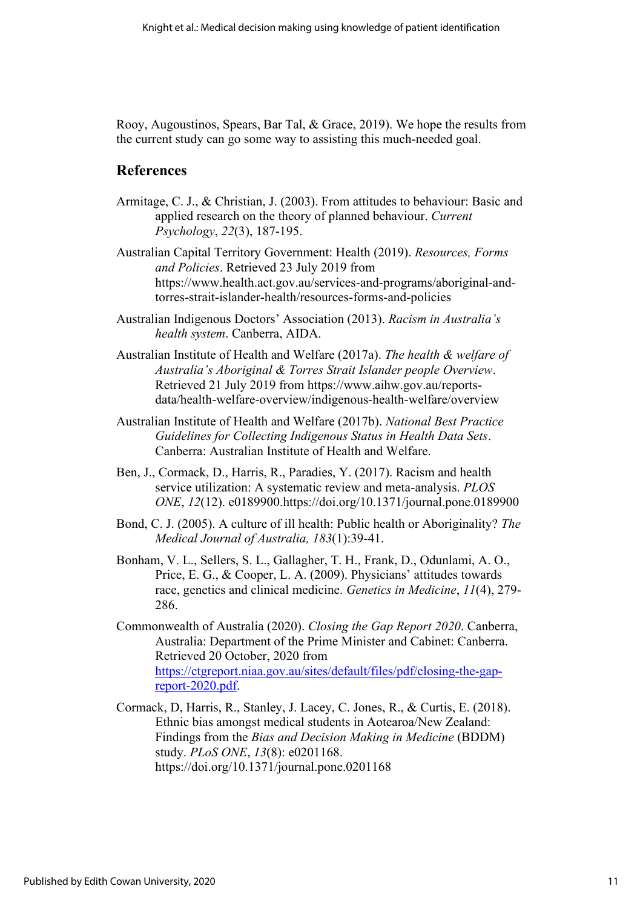Rooy, Augoustinos, Spears, Bar Tal, & Grace, 2019). We hope the results from the current study can go some way to assisting this much-needed goal.

## References

Armitage, C. J., & Christian, J. (2003). From attitudes to behaviour: Basic and applied research on the theory of planned behaviour. *Current Psychology*, *22*(3), 187-195.

Australian Capital Territory Government: Health (2019). *Resources, Forms and Policies*. Retrieved 23 July 2019 from https://www.health.act.gov.au/services-and-programs/aboriginal-and-torres-strait-islander-health/resources-forms-and-policies

Australian Indigenous Doctors' Association (2013). *Racism in Australia's health system*. Canberra, AIDA.

Australian Institute of Health and Welfare (2017a). *The health & welfare of Australia's Aboriginal & Torres Strait Islander people Overview*. Retrieved 21 July 2019 from https://www.aihw.gov.au/reports-data/health-welfare-overview/indigenous-health-welfare/overview

Australian Institute of Health and Welfare (2017b). *National Best Practice Guidelines for Collecting Indigenous Status in Health Data Sets*. Canberra: Australian Institute of Health and Welfare.

Ben, J., Cormack, D., Harris, R., Paradies, Y. (2017). Racism and health service utilization: A systematic review and meta-analysis. *PLOS ONE*, *12*(12). e0189900.https://doi.org/10.1371/journal.pone.0189900

Bond, C. J. (2005). A culture of ill health: Public health or Aboriginality? *The Medical Journal of Australia, 183*(1):39-41.

Bonham, V. L., Sellers, S. L., Gallagher, T. H., Frank, D., Odunlami, A. O., Price, E. G., & Cooper, L. A. (2009). Physicians' attitudes towards race, genetics and clinical medicine. *Genetics in Medicine*, *11*(4), 279-286.

Commonwealth of Australia (2020). *Closing the Gap Report 2020*. Canberra, Australia: Department of the Prime Minister and Cabinet: Canberra. Retrieved 20 October, 2020 from https://ctgreport.niaa.gov.au/sites/default/files/pdf/closing-the-gap-report-2020.pdf.

Cormack, D, Harris, R., Stanley, J. Lacey, C. Jones, R., & Curtis, E. (2018). Ethnic bias amongst medical students in Aotearoa/New Zealand: Findings from the *Bias and Decision Making in Medicine* (BDDM) study. *PLoS ONE*, *13*(8): e0201168. https://doi.org/10.1371/journal.pone.0201168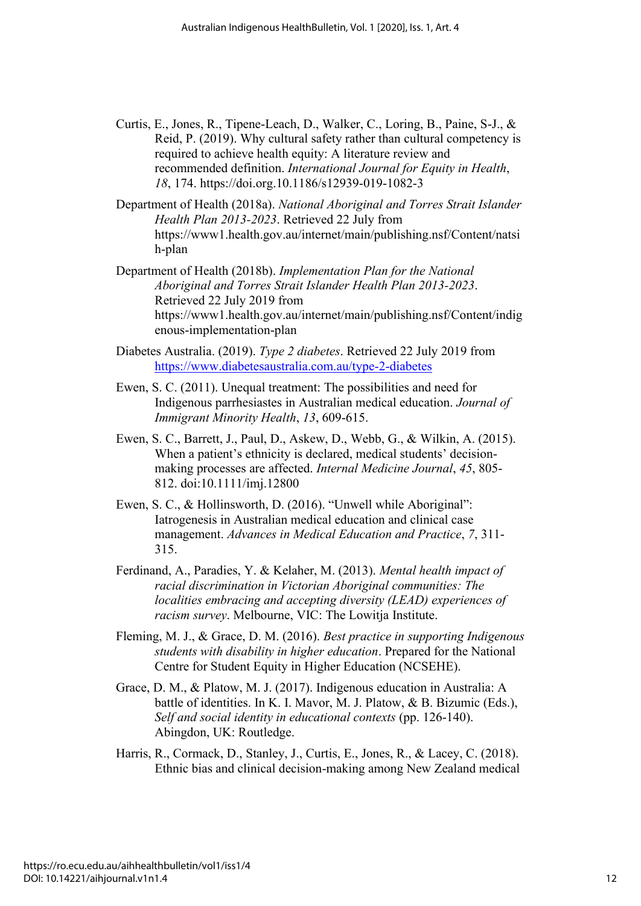Curtis, E., Jones, R., Tipene-Leach, D., Walker, C., Loring, B., Paine, S-J., & Reid, P. (2019). Why cultural safety rather than cultural competency is required to achieve health equity: A literature review and recommended definition. *International Journal for Equity in Health*, *18*, 174. https://doi.org.10.1186/s12939-019-1082-3

Department of Health (2018a). *National Aboriginal and Torres Strait Islander Health Plan 2013-2023*. Retrieved 22 July from https://www1.health.gov.au/internet/main/publishing.nsf/Content/natsih-plan

Department of Health (2018b). *Implementation Plan for the National Aboriginal and Torres Strait Islander Health Plan 2013-2023*. Retrieved 22 July 2019 from https://www1.health.gov.au/internet/main/publishing.nsf/Content/indigenous-implementation-plan

Diabetes Australia. (2019). *Type 2 diabetes*. Retrieved 22 July 2019 from https://www.diabetesaustralia.com.au/type-2-diabetes

Ewen, S. C. (2011). Unequal treatment: The possibilities and need for Indigenous parrhesiastes in Australian medical education. *Journal of Immigrant Minority Health*, *13*, 609-615.

Ewen, S. C., Barrett, J., Paul, D., Askew, D., Webb, G., & Wilkin, A. (2015). When a patient's ethnicity is declared, medical students' decision-making processes are affected. *Internal Medicine Journal*, *45*, 805-812. doi:10.1111/imj.12800

Ewen, S. C., & Hollinsworth, D. (2016). "Unwell while Aboriginal": Iatrogenesis in Australian medical education and clinical case management. *Advances in Medical Education and Practice*, *7*, 311-315.

Ferdinand, A., Paradies, Y. & Kelaher, M. (2013). *Mental health impact of racial discrimination in Victorian Aboriginal communities: The localities embracing and accepting diversity (LEAD) experiences of racism survey*. Melbourne, VIC: The Lowitja Institute.

Fleming, M. J., & Grace, D. M. (2016). *Best practice in supporting Indigenous students with disability in higher education*. Prepared for the National Centre for Student Equity in Higher Education (NCSEHE).

Grace, D. M., & Platow, M. J. (2017). Indigenous education in Australia: A battle of identities. In K. I. Mavor, M. J. Platow, & B. Bizumic (Eds.), *Self and social identity in educational contexts* (pp. 126-140). Abingdon, UK: Routledge.

Harris, R., Cormack, D., Stanley, J., Curtis, E., Jones, R., & Lacey, C. (2018). Ethnic bias and clinical decision-making among New Zealand medical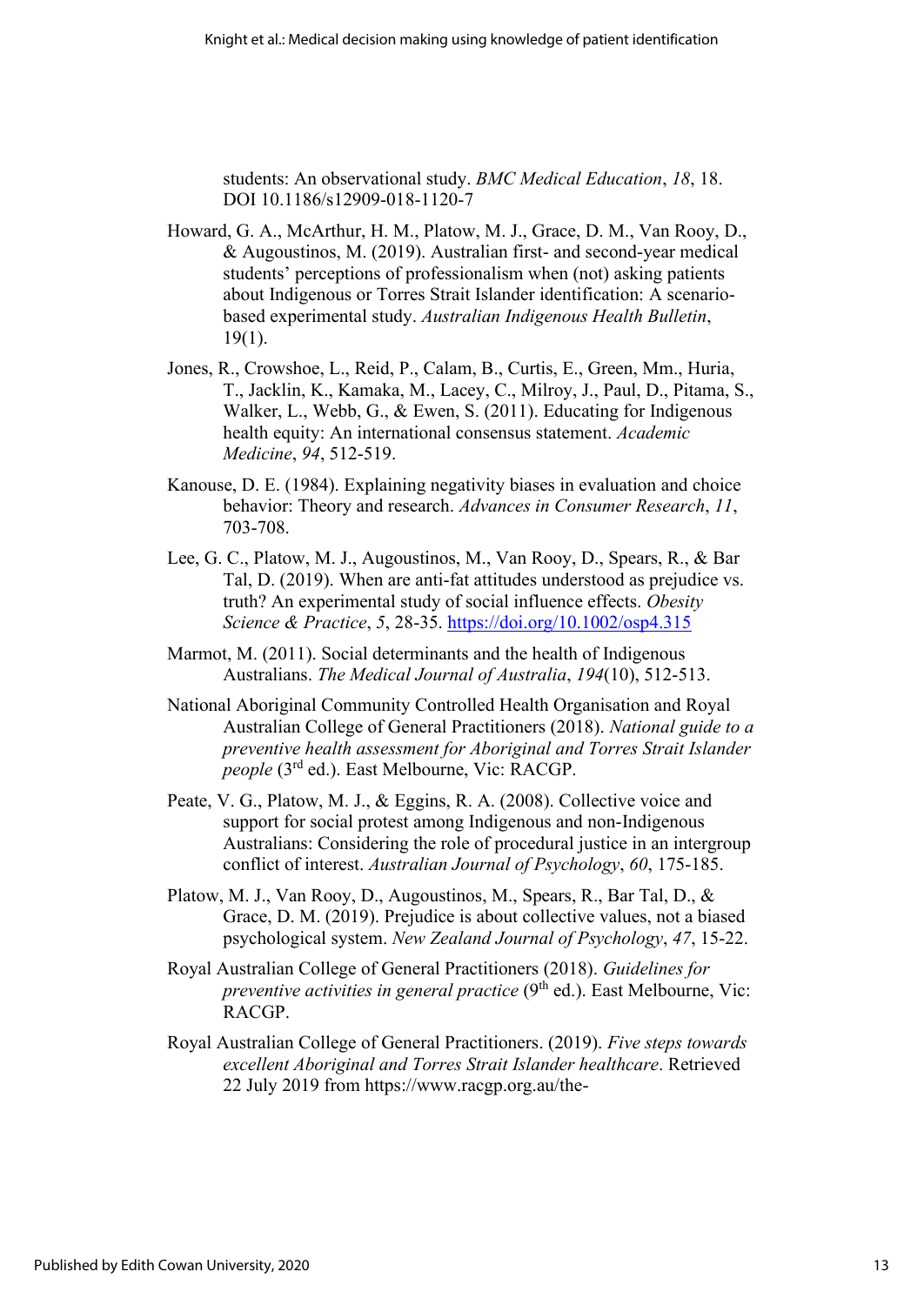students: An observational study. *BMC Medical Education*, *18*, 18. DOI 10.1186/s12909-018-1120-7

Howard, G. A., McArthur, H. M., Platow, M. J., Grace, D. M., Van Rooy, D., & Augoustinos, M. (2019). Australian first- and second-year medical students' perceptions of professionalism when (not) asking patients about Indigenous or Torres Strait Islander identification: A scenario-based experimental study. *Australian Indigenous Health Bulletin*, 19(1).

Jones, R., Crowshoe, L., Reid, P., Calam, B., Curtis, E., Green, Mm., Huria, T., Jacklin, K., Kamaka, M., Lacey, C., Milroy, J., Paul, D., Pitama, S., Walker, L., Webb, G., & Ewen, S. (2011). Educating for Indigenous health equity: An international consensus statement. *Academic Medicine*, *94*, 512-519.

Kanouse, D. E. (1984). Explaining negativity biases in evaluation and choice behavior: Theory and research. *Advances in Consumer Research*, *11*, 703-708.

Lee, G. C., Platow, M. J., Augoustinos, M., Van Rooy, D., Spears, R., & Bar Tal, D. (2019). When are anti-fat attitudes understood as prejudice vs. truth? An experimental study of social influence effects. *Obesity Science & Practice*, *5*, 28-35. https://doi.org/10.1002/osp4.315

Marmot, M. (2011). Social determinants and the health of Indigenous Australians. *The Medical Journal of Australia*, *194*(10), 512-513.

National Aboriginal Community Controlled Health Organisation and Royal Australian College of General Practitioners (2018). *National guide to a preventive health assessment for Aboriginal and Torres Strait Islander people* (3rd ed.). East Melbourne, Vic: RACGP.

Peate, V. G., Platow, M. J., & Eggins, R. A. (2008). Collective voice and support for social protest among Indigenous and non-Indigenous Australians: Considering the role of procedural justice in an intergroup conflict of interest. *Australian Journal of Psychology*, *60*, 175-185.

Platow, M. J., Van Rooy, D., Augoustinos, M., Spears, R., Bar Tal, D., & Grace, D. M. (2019). Prejudice is about collective values, not a biased psychological system. *New Zealand Journal of Psychology*, *47*, 15-22.

Royal Australian College of General Practitioners (2018). *Guidelines for preventive activities in general practice* (9th ed.). East Melbourne, Vic: RACGP.

Royal Australian College of General Practitioners. (2019). *Five steps towards excellent Aboriginal and Torres Strait Islander healthcare*. Retrieved 22 July 2019 from https://www.racgp.org.au/the-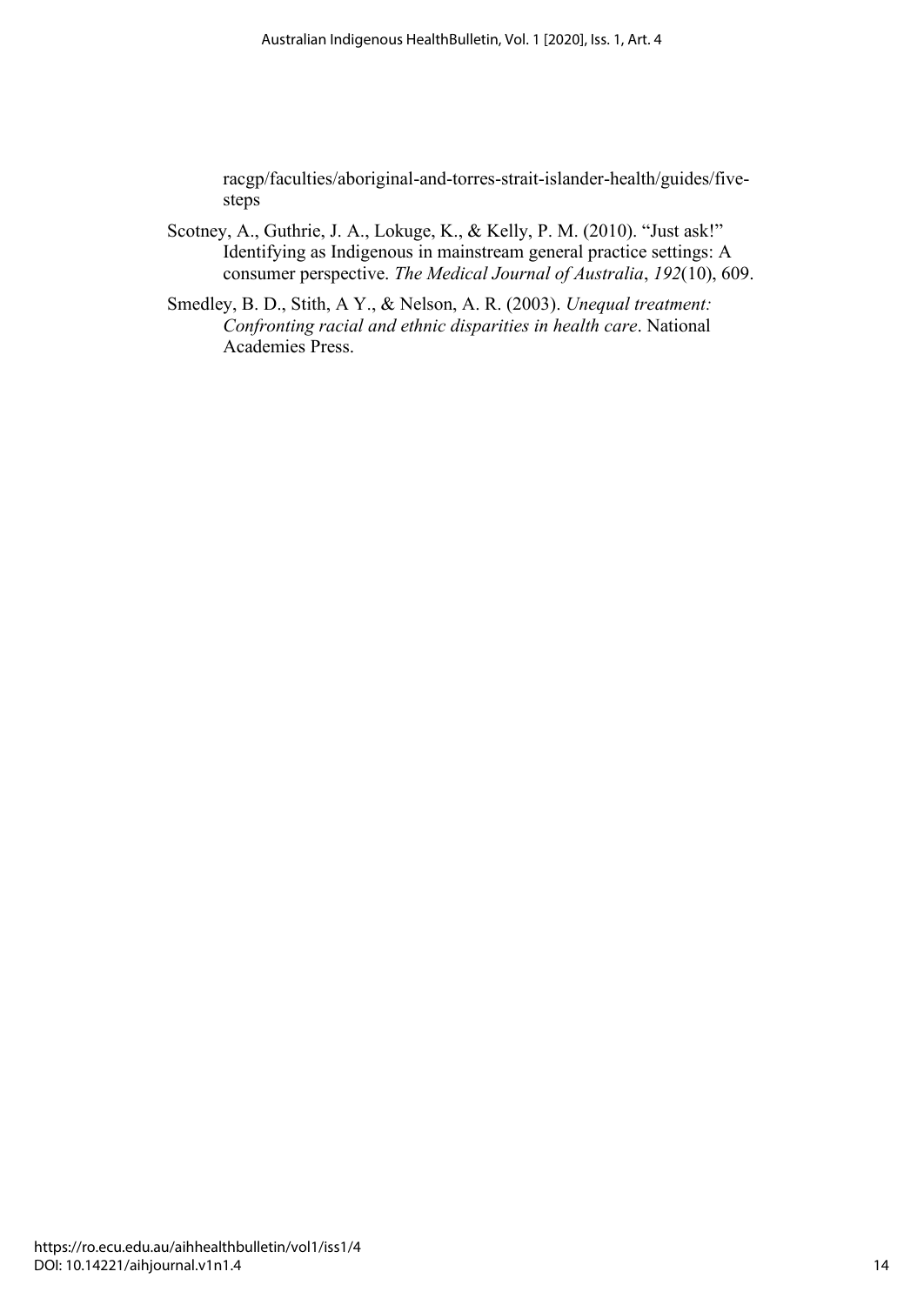racgp/faculties/aboriginal-and-torres-strait-islander-health/guides/five-steps

Scotney, A., Guthrie, J. A., Lokuge, K., & Kelly, P. M. (2010). "Just ask!" Identifying as Indigenous in mainstream general practice settings: A consumer perspective. *The Medical Journal of Australia*, *192*(10), 609.

Smedley, B. D., Stith, A Y., & Nelson, A. R. (2003). *Unequal treatment: Confronting racial and ethnic disparities in health care*. National Academies Press.